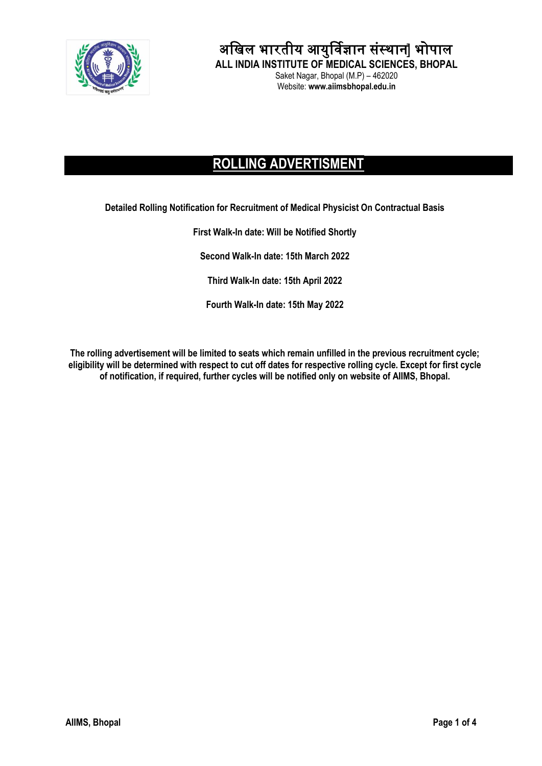# अखिल भारतीय आयुर्विज्ञान संस्थान] भोपाल

**ALL INDIA INSTITUTE OF MEDICAL SCIENCES, BHOPAL**

Saket Nagar, Bhopal (M.P) – 462020

Website: **www.aiimsbhopal.edu.in**

## ROLLING ADVERTISMENT

**Detailed Rolling Notification for Recruitment of Medical Physicist On Contractual Basis**

**First Walk-In date: Will be Notified Shortly**

**Second Walk-In date: 15th March 2022**

**Third Walk-In date: 15th April 2022**

**Fourth Walk-In date: 15th May 2022**

**The rolling advertisement will be limited to seats which remain unfilled in the previous recruitment cycle; eligibility will be determined with respect to cut off dates for respective rolling cycle. Except for first cycle of notification, if required, further cycles will be notified only on website of AIIMS, Bhopal.**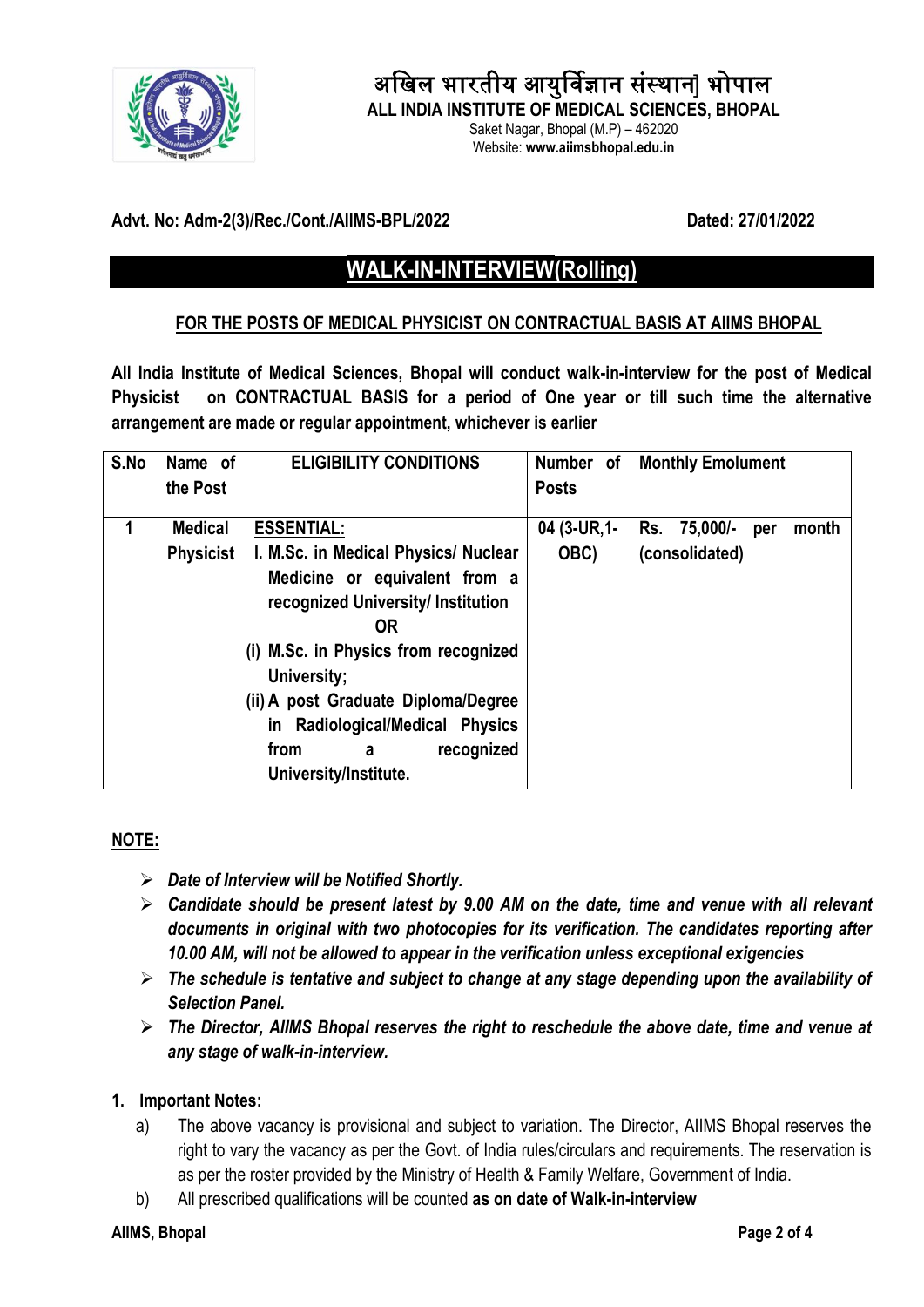# अखिल भारतीय आयुर्विज्ञान संस्थान| भोपाल

**ALL INDIA INSTITUTE OF MEDICAL SCIENCES, BHOPAL**

Saket Nagar, Bhopal (M.P) – 462020

Website: **www.aiimsbhopal.edu.in**

**Advt. No: Adm-2(3)/Rec./Cont./AIIMS-BPL/2022** **Dated: 27/01/2022**

## WALK-IN-INTERVIEW(Rolling)

**FOR THE POSTS OF MEDICAL PHYSICIST ON CONTRACTUAL BASIS AT AIIMS BHOPAL**

**All India Institute of Medical Sciences, Bhopal will conduct walk-in-interview for the post of Medical Physicist on CONTRACTUAL BASIS for a period of One year or till such time the alternative arrangement are made or regular appointment, whichever is earlier**

| S.No | Name of the Post | ELIGIBILITY CONDITIONS | Number of Posts | Monthly Emolument |
|---|---|---|---|---|
| 1 | Medical Physicist | **ESSENTIAL:** I. M.Sc. in Medical Physics/ Nuclear Medicine or equivalent from a recognized University/ Institution **OR** (i) M.Sc. in Physics from recognized University; (ii) A post Graduate Diploma/Degree in Radiological/Medical Physics from a recognized University/Institute. | 04 (3-UR,1-OBC) | Rs. 75,000/- per month (consolidated) |

**NOTE:**

- ***Date of Interview will be Notified Shortly.***
- ***Candidate should be present latest by 9.00 AM on the date, time and venue with all relevant documents in original with two photocopies for its verification. The candidates reporting after 10.00 AM, will not be allowed to appear in the verification unless exceptional exigencies***
- ***The schedule is tentative and subject to change at any stage depending upon the availability of Selection Panel.***
- ***The Director, AIIMS Bhopal reserves the right to reschedule the above date, time and venue at any stage of walk-in-interview.***

**1. Important Notes:**

a) The above vacancy is provisional and subject to variation. The Director, AIIMS Bhopal reserves the right to vary the vacancy as per the Govt. of India rules/circulars and requirements. The reservation is as per the roster provided by the Ministry of Health & Family Welfare, Government of India.

b) All prescribed qualifications will be counted **as on date of Walk-in-interview**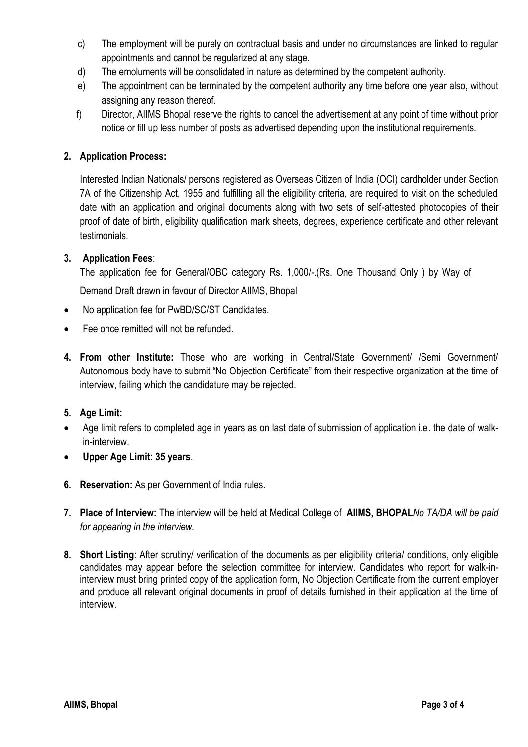c) The employment will be purely on contractual basis and under no circumstances are linked to regular appointments and cannot be regularized at any stage.

d) The emoluments will be consolidated in nature as determined by the competent authority.

e) The appointment can be terminated by the competent authority any time before one year also, without assigning any reason thereof.

f) Director, AIIMS Bhopal reserve the rights to cancel the advertisement at any point of time without prior notice or fill up less number of posts as advertised depending upon the institutional requirements.

**2. Application Process:**

Interested Indian Nationals/ persons registered as Overseas Citizen of India (OCI) cardholder under Section 7A of the Citizenship Act, 1955 and fulfilling all the eligibility criteria, are required to visit on the scheduled date with an application and original documents along with two sets of self-attested photocopies of their proof of date of birth, eligibility qualification mark sheets, degrees, experience certificate and other relevant testimonials.

**3. Application Fees**:

The application fee for General/OBC category Rs. 1,000/-.(Rs. One Thousand Only ) by Way of Demand Draft drawn in favour of Director AIIMS, Bhopal

- No application fee for PwBD/SC/ST Candidates.
- Fee once remitted will not be refunded.

**4. From other Institute:** Those who are working in Central/State Government/ /Semi Government/ Autonomous body have to submit "No Objection Certificate" from their respective organization at the time of interview, failing which the candidature may be rejected.

**5. Age Limit:**

- Age limit refers to completed age in years as on last date of submission of application i.e. the date of walk-in-interview.
- **Upper Age Limit: 35 years**.

**6. Reservation:** As per Government of India rules.

**7. Place of Interview:** The interview will be held at Medical College of **AIIMS, BHOPAL** *No TA/DA will be paid for appearing in the interview.*

**8. Short Listing**: After scrutiny/ verification of the documents as per eligibility criteria/ conditions, only eligible candidates may appear before the selection committee for interview. Candidates who report for walk-in-interview must bring printed copy of the application form, No Objection Certificate from the current employer and produce all relevant original documents in proof of details furnished in their application at the time of interview.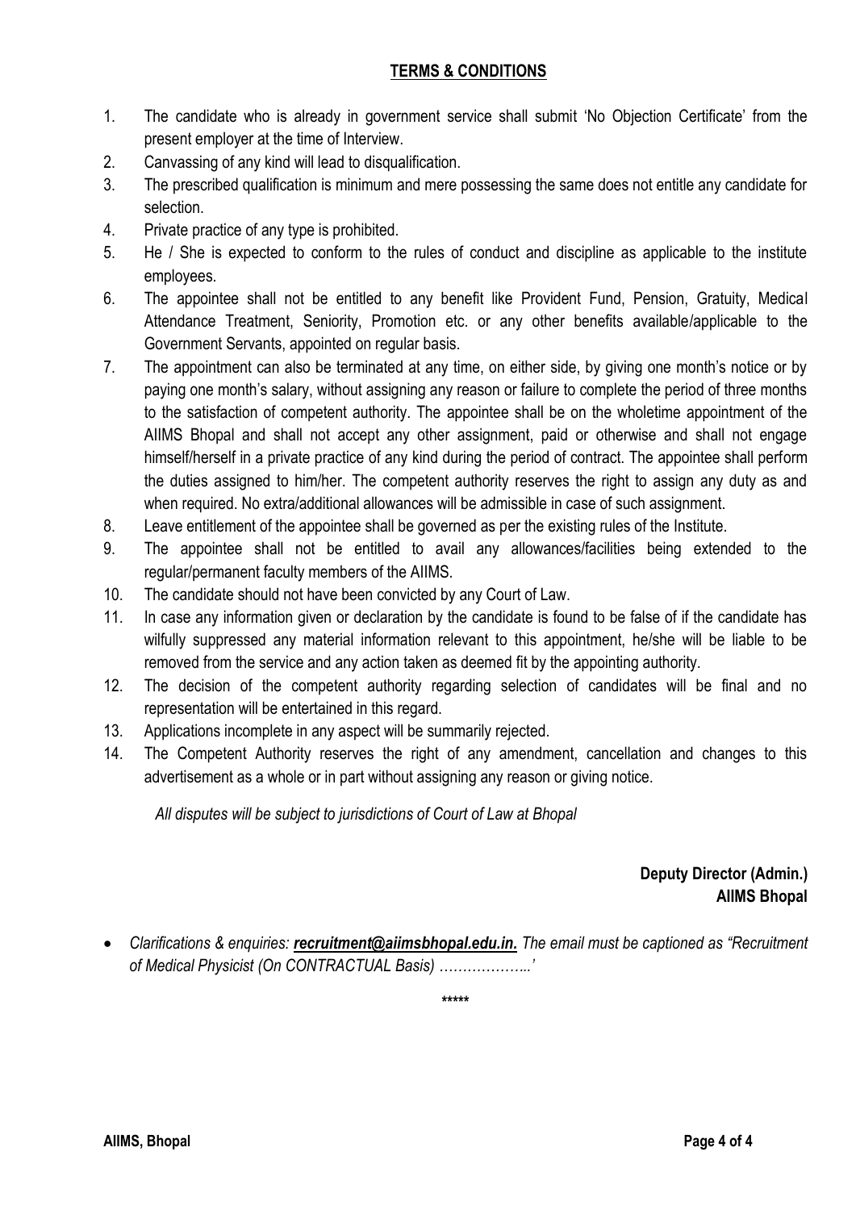**TERMS & CONDITIONS**

1. The candidate who is already in government service shall submit 'No Objection Certificate' from the present employer at the time of Interview.
2. Canvassing of any kind will lead to disqualification.
3. The prescribed qualification is minimum and mere possessing the same does not entitle any candidate for selection.
4. Private practice of any type is prohibited.
5. He / She is expected to conform to the rules of conduct and discipline as applicable to the institute employees.
6. The appointee shall not be entitled to any benefit like Provident Fund, Pension, Gratuity, Medical Attendance Treatment, Seniority, Promotion etc. or any other benefits available/applicable to the Government Servants, appointed on regular basis.
7. The appointment can also be terminated at any time, on either side, by giving one month's notice or by paying one month's salary, without assigning any reason or failure to complete the period of three months to the satisfaction of competent authority. The appointee shall be on the wholetime appointment of the AIIMS Bhopal and shall not accept any other assignment, paid or otherwise and shall not engage himself/herself in a private practice of any kind during the period of contract. The appointee shall perform the duties assigned to him/her. The competent authority reserves the right to assign any duty as and when required. No extra/additional allowances will be admissible in case of such assignment.
8. Leave entitlement of the appointee shall be governed as per the existing rules of the Institute.
9. The appointee shall not be entitled to avail any allowances/facilities being extended to the regular/permanent faculty members of the AIIMS.
10. The candidate should not have been convicted by any Court of Law.
11. In case any information given or declaration by the candidate is found to be false of if the candidate has wilfully suppressed any material information relevant to this appointment, he/she will be liable to be removed from the service and any action taken as deemed fit by the appointing authority.
12. The decision of the competent authority regarding selection of candidates will be final and no representation will be entertained in this regard.
13. Applications incomplete in any aspect will be summarily rejected.
14. The Competent Authority reserves the right of any amendment, cancellation and changes to this advertisement as a whole or in part without assigning any reason or giving notice.

*All disputes will be subject to jurisdictions of Court of Law at Bhopal*

**Deputy Director (Admin.)**
**AIIMS Bhopal**

- *Clarifications & enquiries: **recruitment@aiimsbhopal.edu.in.** The email must be captioned as "Recruitment of Medical Physicist (On CONTRACTUAL Basis) ………………..'*

\*\*\*\*\*